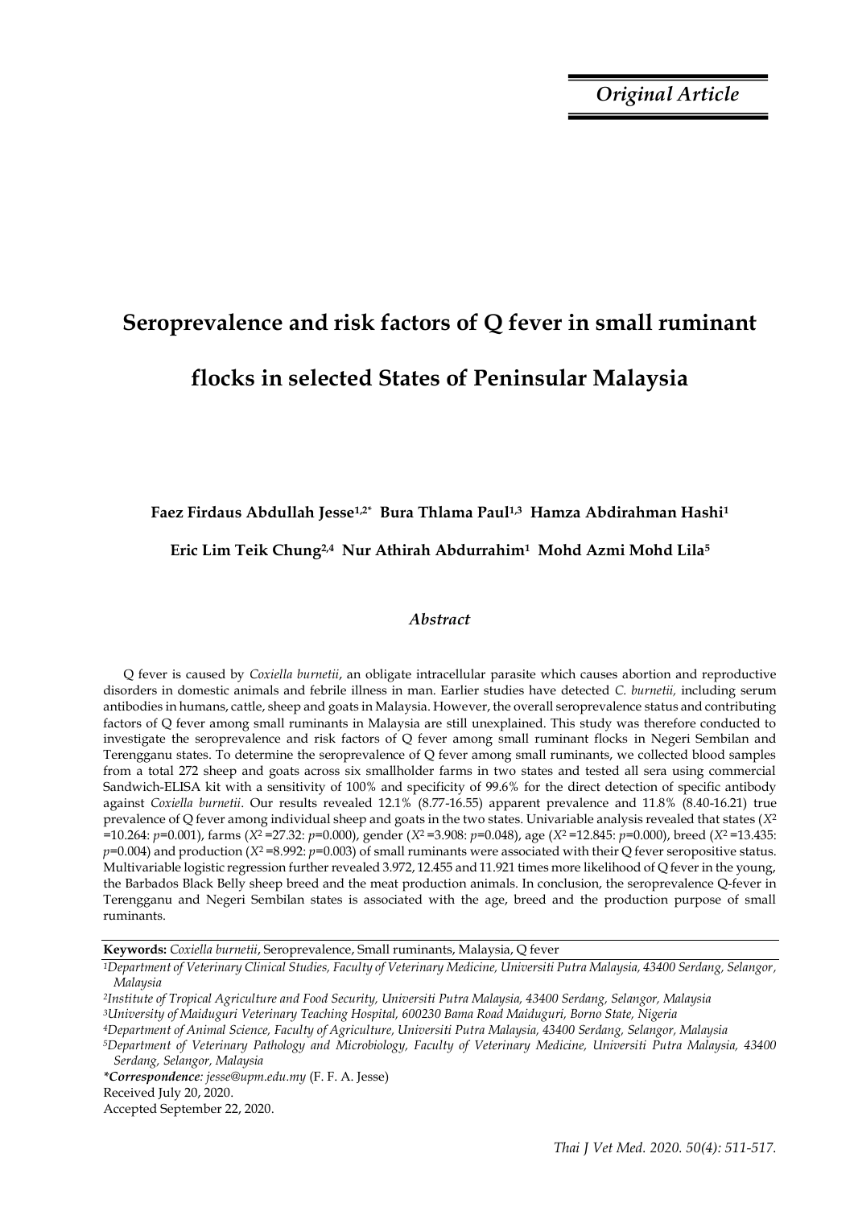*Original Article*

# Seroprevalence and risk factors of Q fever in small ruminant flocks in selected States of Peninsular Malaysia

**Faez Firdaus Abdullah Jesse[1,2*] Bura Thlama Paul[1,3] Hamza Abdirahman Hashi[1]**

**Eric Lim Teik Chung[2,4] Nur Athirah Abdurrahim[1] Mohd Azmi Mohd Lila[5]**

## *Abstract*

Q fever is caused by *Coxiella burnetii*, an obligate intracellular parasite which causes abortion and reproductive disorders in domestic animals and febrile illness in man. Earlier studies have detected *C. burnetii,* including serum antibodies in humans, cattle, sheep and goats in Malaysia. However, the overall seroprevalence status and contributing factors of Q fever among small ruminants in Malaysia are still unexplained. This study was therefore conducted to investigate the seroprevalence and risk factors of Q fever among small ruminant flocks in Negeri Sembilan and Terengganu states. To determine the seroprevalence of Q fever among small ruminants, we collected blood samples from a total 272 sheep and goats across six smallholder farms in two states and tested all sera using commercial Sandwich-ELISA kit with a sensitivity of 100% and specificity of 99.6% for the direct detection of specific antibody against *Coxiella burnetii*. Our results revealed 12.1% (8.77-16.55) apparent prevalence and 11.8% (8.40-16.21) true prevalence of Q fever among individual sheep and goats in the two states. Univariable analysis revealed that states ($X^2$ =10.264: *p*=0.001), farms ($X^2$ =27.32: *p*=0.000), gender ($X^2$ =3.908: *p*=0.048), age ($X^2$ =12.845: *p*=0.000), breed ($X^2$ =13.435: *p*=0.004) and production ($X^2$ =8.992: *p*=0.003) of small ruminants were associated with their Q fever seropositive status. Multivariable logistic regression further revealed 3.972, 12.455 and 11.921 times more likelihood of Q fever in the young, the Barbados Black Belly sheep breed and the meat production animals. In conclusion, the seroprevalence Q-fever in Terengganu and Negeri Sembilan states is associated with the age, breed and the production purpose of small ruminants.

**Keywords:** *Coxiella burnetii*, Seroprevalence, Small ruminants, Malaysia, Q fever

[1]*Department of Veterinary Clinical Studies, Faculty of Veterinary Medicine, Universiti Putra Malaysia, 43400 Serdang, Selangor, Malaysia*

[2]*Institute of Tropical Agriculture and Food Security, Universiti Putra Malaysia, 43400 Serdang, Selangor, Malaysia*

[3]*University of Maiduguri Veterinary Teaching Hospital, 600230 Bama Road Maiduguri, Borno State, Nigeria*

[4]*Department of Animal Science, Faculty of Agriculture, Universiti Putra Malaysia, 43400 Serdang, Selangor, Malaysia*

[5]*Department of Veterinary Pathology and Microbiology, Faculty of Veterinary Medicine, Universiti Putra Malaysia, 43400 Serdang, Selangor, Malaysia*

***Correspondence**: jesse@upm.edu.my* (F. F. A. Jesse)

Received July 20, 2020.

Accepted September 22, 2020.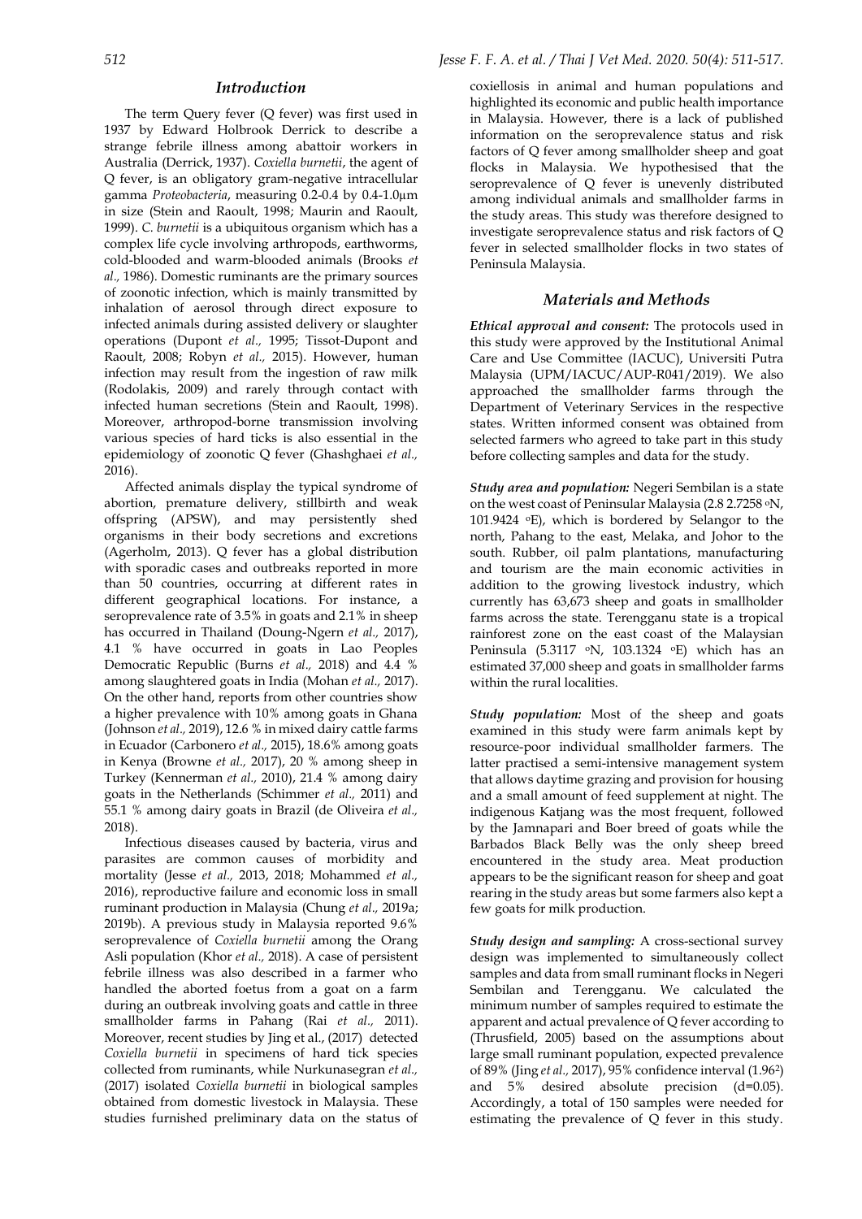## Introduction

The term Query fever (Q fever) was first used in 1937 by Edward Holbrook Derrick to describe a strange febrile illness among abattoir workers in Australia (Derrick, 1937). *Coxiella burnetii*, the agent of Q fever, is an obligatory gram-negative intracellular gamma *Proteobacteria*, measuring 0.2-0.4 by 0.4-1.0µm in size (Stein and Raoult, 1998; Maurin and Raoult, 1999). *C. burnetii* is a ubiquitous organism which has a complex life cycle involving arthropods, earthworms, cold-blooded and warm-blooded animals (Brooks *et al.,* 1986). Domestic ruminants are the primary sources of zoonotic infection, which is mainly transmitted by inhalation of aerosol through direct exposure to infected animals during assisted delivery or slaughter operations (Dupont *et al.,* 1995; Tissot-Dupont and Raoult, 2008; Robyn *et al.,* 2015). However, human infection may result from the ingestion of raw milk (Rodolakis, 2009) and rarely through contact with infected human secretions (Stein and Raoult, 1998). Moreover, arthropod-borne transmission involving various species of hard ticks is also essential in the epidemiology of zoonotic Q fever (Ghashghaei *et al.,* 2016).

Affected animals display the typical syndrome of abortion, premature delivery, stillbirth and weak offspring (APSW), and may persistently shed organisms in their body secretions and excretions (Agerholm, 2013). Q fever has a global distribution with sporadic cases and outbreaks reported in more than 50 countries, occurring at different rates in different geographical locations. For instance, a seroprevalence rate of 3.5% in goats and 2.1% in sheep has occurred in Thailand (Doung-Ngern *et al.,* 2017), 4.1 % have occurred in goats in Lao Peoples Democratic Republic (Burns *et al.,* 2018) and 4.4 % among slaughtered goats in India (Mohan *et al.,* 2017). On the other hand, reports from other countries show a higher prevalence with 10% among goats in Ghana (Johnson *et al.,* 2019), 12.6 % in mixed dairy cattle farms in Ecuador (Carbonero *et al.,* 2015), 18.6% among goats in Kenya (Browne *et al.,* 2017), 20 % among sheep in Turkey (Kennerman *et al.,* 2010), 21.4 % among dairy goats in the Netherlands (Schimmer *et al.,* 2011) and 55.1 % among dairy goats in Brazil (de Oliveira *et al.,* 2018).

Infectious diseases caused by bacteria, virus and parasites are common causes of morbidity and mortality (Jesse *et al.,* 2013, 2018; Mohammed *et al.,* 2016), reproductive failure and economic loss in small ruminant production in Malaysia (Chung *et al.,* 2019a; 2019b). A previous study in Malaysia reported 9.6% seroprevalence of *Coxiella burnetii* among the Orang Asli population (Khor *et al.,* 2018). A case of persistent febrile illness was also described in a farmer who handled the aborted foetus from a goat on a farm during an outbreak involving goats and cattle in three smallholder farms in Pahang (Rai *et al.,* 2011). Moreover, recent studies by Jing et al., (2017) detected *Coxiella burnetii* in specimens of hard tick species collected from ruminants, while Nurkunasegran *et al.,* (2017) isolated *Coxiella burnetii* in biological samples obtained from domestic livestock in Malaysia. These studies furnished preliminary data on the status of coxiellosis in animal and human populations and highlighted its economic and public health importance in Malaysia. However, there is a lack of published information on the seroprevalence status and risk factors of Q fever among smallholder sheep and goat flocks in Malaysia. We hypothesised that the seroprevalence of Q fever is unevenly distributed among individual animals and smallholder farms in the study areas. This study was therefore designed to investigate seroprevalence status and risk factors of Q fever in selected smallholder flocks in two states of Peninsula Malaysia.

## Materials and Methods

***Ethical approval and consent:*** The protocols used in this study were approved by the Institutional Animal Care and Use Committee (IACUC), Universiti Putra Malaysia (UPM/IACUC/AUP-R041/2019). We also approached the smallholder farms through the Department of Veterinary Services in the respective states. Written informed consent was obtained from selected farmers who agreed to take part in this study before collecting samples and data for the study.

***Study area and population:*** Negeri Sembilan is a state on the west coast of Peninsular Malaysia (2.8 2.7258 °N, 101.9424 °E), which is bordered by Selangor to the north, Pahang to the east, Melaka, and Johor to the south. Rubber, oil palm plantations, manufacturing and tourism are the main economic activities in addition to the growing livestock industry, which currently has 63,673 sheep and goats in smallholder farms across the state. Terengganu state is a tropical rainforest zone on the east coast of the Malaysian Peninsula (5.3117 °N, 103.1324 °E) which has an estimated 37,000 sheep and goats in smallholder farms within the rural localities.

***Study population:*** Most of the sheep and goats examined in this study were farm animals kept by resource-poor individual smallholder farmers. The latter practised a semi-intensive management system that allows daytime grazing and provision for housing and a small amount of feed supplement at night. The indigenous Katjang was the most frequent, followed by the Jamnapari and Boer breed of goats while the Barbados Black Belly was the only sheep breed encountered in the study area. Meat production appears to be the significant reason for sheep and goat rearing in the study areas but some farmers also kept a few goats for milk production.

***Study design and sampling:*** A cross-sectional survey design was implemented to simultaneously collect samples and data from small ruminant flocks in Negeri Sembilan and Terengganu. We calculated the minimum number of samples required to estimate the apparent and actual prevalence of Q fever according to (Thrusfield, 2005) based on the assumptions about large small ruminant population, expected prevalence of 89% (Jing *et al.,* 2017), 95% confidence interval ($1.96^2$) and 5% desired absolute precision (d=0.05). Accordingly, a total of 150 samples were needed for estimating the prevalence of Q fever in this study.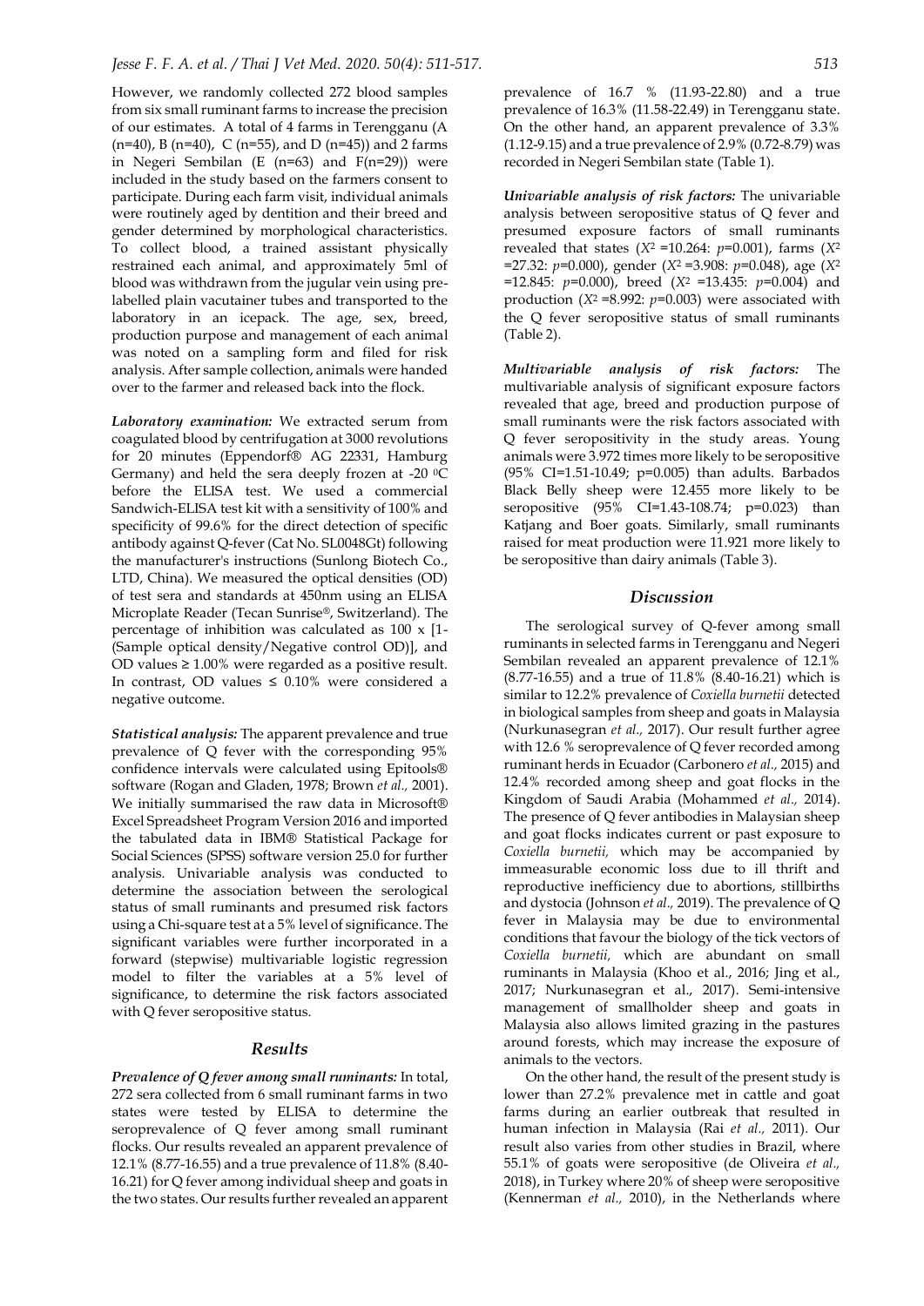However, we randomly collected 272 blood samples from six small ruminant farms to increase the precision of our estimates. A total of 4 farms in Terengganu (A (n=40), B (n=40), C (n=55), and D (n=45)) and 2 farms in Negeri Sembilan (E (n=63) and F(n=29)) were included in the study based on the farmers consent to participate. During each farm visit, individual animals were routinely aged by dentition and their breed and gender determined by morphological characteristics. To collect blood, a trained assistant physically restrained each animal, and approximately 5ml of blood was withdrawn from the jugular vein using pre-labelled plain vacutainer tubes and transported to the laboratory in an icepack. The age, sex, breed, production purpose and management of each animal was noted on a sampling form and filed for risk analysis. After sample collection, animals were handed over to the farmer and released back into the flock.

***Laboratory examination:*** We extracted serum from coagulated blood by centrifugation at 3000 revolutions for 20 minutes (Eppendorf® AG 22331, Hamburg Germany) and held the sera deeply frozen at -20 $^0$C before the ELISA test. We used a commercial Sandwich-ELISA test kit with a sensitivity of 100% and specificity of 99.6% for the direct detection of specific antibody against Q-fever (Cat No. SL0048Gt) following the manufacturer's instructions (Sunlong Biotech Co., LTD, China). We measured the optical densities (OD) of test sera and standards at 450nm using an ELISA Microplate Reader (Tecan Sunrise®, Switzerland). The percentage of inhibition was calculated as 100 x [1-(Sample optical density/Negative control OD)], and OD values ≥ 1.00% were regarded as a positive result. In contrast, OD values ≤ 0.10% were considered a negative outcome.

***Statistical analysis:*** The apparent prevalence and true prevalence of Q fever with the corresponding 95% confidence intervals were calculated using Epitools® software (Rogan and Gladen, 1978; Brown *et al.,* 2001). We initially summarised the raw data in Microsoft® Excel Spreadsheet Program Version 2016 and imported the tabulated data in IBM® Statistical Package for Social Sciences (SPSS) software version 25.0 for further analysis. Univariable analysis was conducted to determine the association between the serological status of small ruminants and presumed risk factors using a Chi-square test at a 5% level of significance. The significant variables were further incorporated in a forward (stepwise) multivariable logistic regression model to filter the variables at a 5% level of significance, to determine the risk factors associated with Q fever seropositive status.

## Results

***Prevalence of Q fever among small ruminants:*** In total, 272 sera collected from 6 small ruminant farms in two states were tested by ELISA to determine the seroprevalence of Q fever among small ruminant flocks. Our results revealed an apparent prevalence of 12.1% (8.77-16.55) and a true prevalence of 11.8% (8.40-16.21) for Q fever among individual sheep and goats in the two states. Our results further revealed an apparent prevalence of 16.7 % (11.93-22.80) and a true prevalence of 16.3% (11.58-22.49) in Terengganu state. On the other hand, an apparent prevalence of 3.3% (1.12-9.15) and a true prevalence of 2.9% (0.72-8.79) was recorded in Negeri Sembilan state (Table 1).

***Univariable analysis of risk factors:*** The univariable analysis between seropositive status of Q fever and presumed exposure factors of small ruminants revealed that states ($X^2$ =10.264: $p$=0.001), farms ($X^2$ =27.32: $p$=0.000), gender ($X^2$ =3.908: $p$=0.048), age ($X^2$ =12.845: $p$=0.000), breed ($X^2$ =13.435: $p$=0.004) and production ($X^2$ =8.992: $p$=0.003) were associated with the Q fever seropositive status of small ruminants (Table 2).

***Multivariable analysis of risk factors:*** The multivariable analysis of significant exposure factors revealed that age, breed and production purpose of small ruminants were the risk factors associated with Q fever seropositivity in the study areas. Young animals were 3.972 times more likely to be seropositive (95% CI=1.51-10.49; p=0.005) than adults. Barbados Black Belly sheep were 12.455 more likely to be seropositive (95% CI=1.43-108.74; p=0.023) than Katjang and Boer goats. Similarly, small ruminants raised for meat production were 11.921 more likely to be seropositive than dairy animals (Table 3).

## Discussion

The serological survey of Q-fever among small ruminants in selected farms in Terengganu and Negeri Sembilan revealed an apparent prevalence of 12.1% (8.77-16.55) and a true of 11.8% (8.40-16.21) which is similar to 12.2% prevalence of *Coxiella burnetii* detected in biological samples from sheep and goats in Malaysia (Nurkunasegran *et al.,* 2017). Our result further agree with 12.6 % seroprevalence of Q fever recorded among ruminant herds in Ecuador (Carbonero *et al.,* 2015) and 12.4% recorded among sheep and goat flocks in the Kingdom of Saudi Arabia (Mohammed *et al.,* 2014). The presence of Q fever antibodies in Malaysian sheep and goat flocks indicates current or past exposure to *Coxiella burnetii,* which may be accompanied by immeasurable economic loss due to ill thrift and reproductive inefficiency due to abortions, stillbirths and dystocia (Johnson *et al.,* 2019). The prevalence of Q fever in Malaysia may be due to environmental conditions that favour the biology of the tick vectors of *Coxiella burnetii,* which are abundant on small ruminants in Malaysia (Khoo et al., 2016; Jing et al., 2017; Nurkunasegran et al., 2017). Semi-intensive management of smallholder sheep and goats in Malaysia also allows limited grazing in the pastures around forests, which may increase the exposure of animals to the vectors.

On the other hand, the result of the present study is lower than 27.2% prevalence met in cattle and goat farms during an earlier outbreak that resulted in human infection in Malaysia (Rai *et al.,* 2011). Our result also varies from other studies in Brazil, where 55.1% of goats were seropositive (de Oliveira *et al.,* 2018), in Turkey where 20% of sheep were seropositive (Kennerman *et al.,* 2010), in the Netherlands where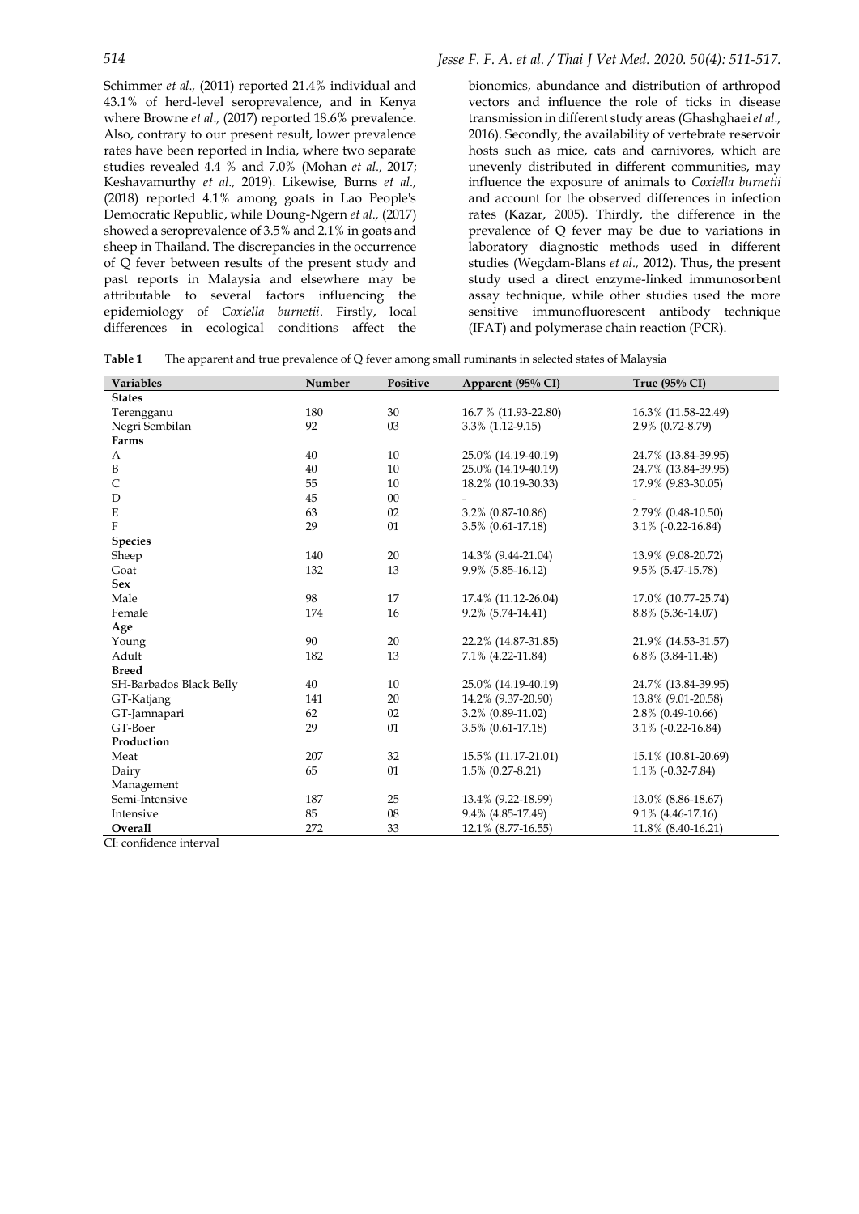Schimmer *et al.,* (2011) reported 21.4% individual and 43.1% of herd-level seroprevalence, and in Kenya where Browne *et al.,* (2017) reported 18.6% prevalence. Also, contrary to our present result, lower prevalence rates have been reported in India, where two separate studies revealed 4.4 % and 7.0% (Mohan *et al.,* 2017; Keshavamurthy *et al.,* 2019). Likewise, Burns *et al.,* (2018) reported 4.1% among goats in Lao People's Democratic Republic, while Doung-Ngern *et al.,* (2017) showed a seroprevalence of 3.5% and 2.1% in goats and sheep in Thailand. The discrepancies in the occurrence of Q fever between results of the present study and past reports in Malaysia and elsewhere may be attributable to several factors influencing the epidemiology of *Coxiella burnetii*. Firstly, local differences in ecological conditions affect the bionomics, abundance and distribution of arthropod vectors and influence the role of ticks in disease transmission in different study areas (Ghashghaei *et al.,* 2016). Secondly, the availability of vertebrate reservoir hosts such as mice, cats and carnivores, which are unevenly distributed in different communities, may influence the exposure of animals to *Coxiella burnetii* and account for the observed differences in infection rates (Kazar, 2005). Thirdly, the difference in the prevalence of Q fever may be due to variations in laboratory diagnostic methods used in different studies (Wegdam-Blans *et al.,* 2012). Thus, the present study used a direct enzyme-linked immunosorbent assay technique, while other studies used the more sensitive immunofluorescent antibody technique (IFAT) and polymerase chain reaction (PCR).

**Table 1** The apparent and true prevalence of Q fever among small ruminants in selected states of Malaysia

| Variables | Number | Positive | Apparent (95% CI) | True (95% CI) |
|---|---|---|---|---|
| **States** | | | | |
| Terengganu | 180 | 30 | 16.7 % (11.93-22.80) | 16.3% (11.58-22.49) |
| Negri Sembilan | 92 | 03 | 3.3% (1.12-9.15) | 2.9% (0.72-8.79) |
| **Farms** | | | | |
| A | 40 | 10 | 25.0% (14.19-40.19) | 24.7% (13.84-39.95) |
| B | 40 | 10 | 25.0% (14.19-40.19) | 24.7% (13.84-39.95) |
| C | 55 | 10 | 18.2% (10.19-30.33) | 17.9% (9.83-30.05) |
| D | 45 | 00 | - | - |
| E | 63 | 02 | 3.2% (0.87-10.86) | 2.79% (0.48-10.50) |
| F | 29 | 01 | 3.5% (0.61-17.18) | 3.1% (-0.22-16.84) |
| **Species** | | | | |
| Sheep | 140 | 20 | 14.3% (9.44-21.04) | 13.9% (9.08-20.72) |
| Goat | 132 | 13 | 9.9% (5.85-16.12) | 9.5% (5.47-15.78) |
| **Sex** | | | | |
| Male | 98 | 17 | 17.4% (11.12-26.04) | 17.0% (10.77-25.74) |
| Female | 174 | 16 | 9.2% (5.74-14.41) | 8.8% (5.36-14.07) |
| **Age** | | | | |
| Young | 90 | 20 | 22.2% (14.87-31.85) | 21.9% (14.53-31.57) |
| Adult | 182 | 13 | 7.1% (4.22-11.84) | 6.8% (3.84-11.48) |
| **Breed** | | | | |
| SH-Barbados Black Belly | 40 | 10 | 25.0% (14.19-40.19) | 24.7% (13.84-39.95) |
| GT-Katjang | 141 | 20 | 14.2% (9.37-20.90) | 13.8% (9.01-20.58) |
| GT-Jamnapari | 62 | 02 | 3.2% (0.89-11.02) | 2.8% (0.49-10.66) |
| GT-Boer | 29 | 01 | 3.5% (0.61-17.18) | 3.1% (-0.22-16.84) |
| **Production** | | | | |
| Meat | 207 | 32 | 15.5% (11.17-21.01) | 15.1% (10.81-20.69) |
| Dairy | 65 | 01 | 1.5% (0.27-8.21) | 1.1% (-0.32-7.84) |
| Management | | | | |
| Semi-Intensive | 187 | 25 | 13.4% (9.22-18.99) | 13.0% (8.86-18.67) |
| Intensive | 85 | 08 | 9.4% (4.85-17.49) | 9.1% (4.46-17.16) |
| **Overall** | 272 | 33 | 12.1% (8.77-16.55) | 11.8% (8.40-16.21) |

CI: confidence interval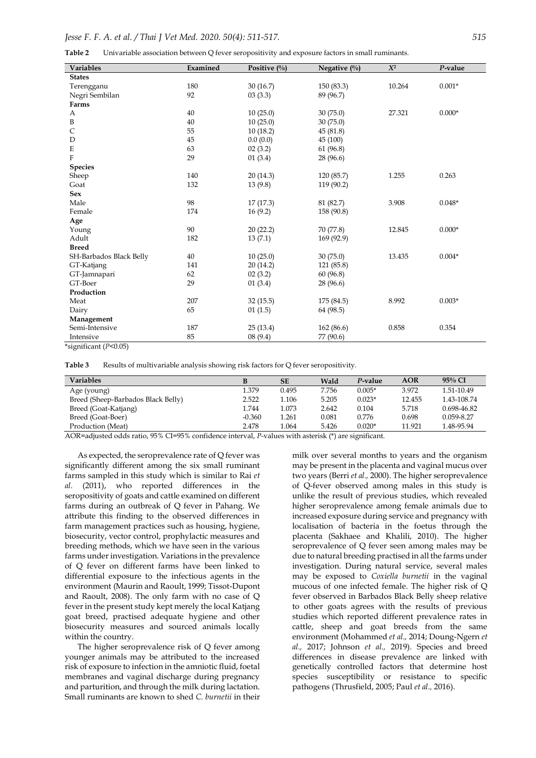**Table 2** Univariable association between Q fever seropositivity and exposure factors in small ruminants.

| Variables | Examined | Positive (%) | Negative (%) | $X^2$ | *P*-value |
|---|---|---|---|---|---|
| **States** | | | | | |
| Terengganu | 180 | 30 (16.7) | 150 (83.3) | 10.264 | 0.001* |
| Negri Sembilan | 92 | 03 (3.3) | 89 (96.7) | | |
| **Farms** | | | | | |
| A | 40 | 10 (25.0) | 30 (75.0) | 27.321 | 0.000* |
| B | 40 | 10 (25.0) | 30 (75.0) | | |
| C | 55 | 10 (18.2) | 45 (81.8) | | |
| D | 45 | 0.0 (0.0) | 45 (100) | | |
| E | 63 | 02 (3.2) | 61 (96.8) | | |
| F | 29 | 01 (3.4) | 28 (96.6) | | |
| **Species** | | | | | |
| Sheep | 140 | 20 (14.3) | 120 (85.7) | 1.255 | 0.263 |
| Goat | 132 | 13 (9.8) | 119 (90.2) | | |
| **Sex** | | | | | |
| Male | 98 | 17 (17.3) | 81 (82.7) | 3.908 | 0.048* |
| Female | 174 | 16 (9.2) | 158 (90.8) | | |
| **Age** | | | | | |
| Young | 90 | 20 (22.2) | 70 (77.8) | 12.845 | 0.000* |
| Adult | 182 | 13 (7.1) | 169 (92.9) | | |
| **Breed** | | | | | |
| SH-Barbados Black Belly | 40 | 10 (25.0) | 30 (75.0) | 13.435 | 0.004* |
| GT-Katjang | 141 | 20 (14.2) | 121 (85.8) | | |
| GT-Jamnapari | 62 | 02 (3.2) | 60 (96.8) | | |
| GT-Boer | 29 | 01 (3.4) | 28 (96.6) | | |
| **Production** | | | | | |
| Meat | 207 | 32 (15.5) | 175 (84.5) | 8.992 | 0.003* |
| Dairy | 65 | 01 (1.5) | 64 (98.5) | | |
| **Management** | | | | | |
| Semi-Intensive | 187 | 25 (13.4) | 162 (86.6) | 0.858 | 0.354 |
| Intensive | 85 | 08 (9.4) | 77 (90.6) | | |

*significant ($P<0.05$)

**Table 3** Results of multivariable analysis showing risk factors for Q fever seropositivity.

| Variables | B | SE | Wald | *P*-value | AOR | 95% CI |
|---|---|---|---|---|---|---|
| Age (young) | 1.379 | 0.495 | 7.756 | 0.005* | 3.972 | 1.51-10.49 |
| Breed (Sheep-Barbados Black Belly) | 2.522 | 1.106 | 5.205 | 0.023* | 12.455 | 1.43-108.74 |
| Breed (Goat-Katjang) | 1.744 | 1.073 | 2.642 | 0.104 | 5.718 | 0.698-46.82 |
| Breed (Goat-Boer) | -0.360 | 1.261 | 0.081 | 0.776 | 0.698 | 0.059-8.27 |
| Production (Meat) | 2.478 | 1.064 | 5.426 | 0.020* | 11.921 | 1.48-95.94 |

AOR=adjusted odds ratio, 95% CI=95% confidence interval, *P*-values with asterisk (*) are significant.

As expected, the seroprevalence rate of Q fever was significantly different among the six small ruminant farms sampled in this study which is similar to Rai *et al.* (2011), who reported differences in the seropositivity of goats and cattle examined on different farms during an outbreak of Q fever in Pahang. We attribute this finding to the observed differences in farm management practices such as housing, hygiene, biosecurity, vector control, prophylactic measures and breeding methods, which we have seen in the various farms under investigation. Variations in the prevalence of Q fever on different farms have been linked to differential exposure to the infectious agents in the environment (Maurin and Raoult, 1999; Tissot-Dupont and Raoult, 2008). The only farm with no case of Q fever in the present study kept merely the local Katjang goat breed, practised adequate hygiene and other biosecurity measures and sourced animals locally within the country.

The higher seroprevalence risk of Q fever among younger animals may be attributed to the increased risk of exposure to infection in the amniotic fluid, foetal membranes and vaginal discharge during pregnancy and parturition, and through the milk during lactation. Small ruminants are known to shed *C. burnetii* in their milk over several months to years and the organism may be present in the placenta and vaginal mucus over two years (Berri *et al.,* 2000). The higher seroprevalence of Q-fever observed among males in this study is unlike the result of previous studies, which revealed higher seroprevalence among female animals due to increased exposure during service and pregnancy with localisation of bacteria in the foetus through the placenta (Sakhaee and Khalili, 2010). The higher seroprevalence of Q fever seen among males may be due to natural breeding practised in all the farms under investigation. During natural service, several males may be exposed to *Coxiella burnetii* in the vaginal mucous of one infected female. The higher risk of Q fever observed in Barbados Black Belly sheep relative to other goats agrees with the results of previous studies which reported different prevalence rates in cattle, sheep and goat breeds from the same environment (Mohammed *et al.,* 2014; Doung-Ngern *et al.,* 2017; Johnson *et al.,* 2019). Species and breed differences in disease prevalence are linked with genetically controlled factors that determine host species susceptibility or resistance to specific pathogens (Thrusfield, 2005; Paul *et al.,* 2016).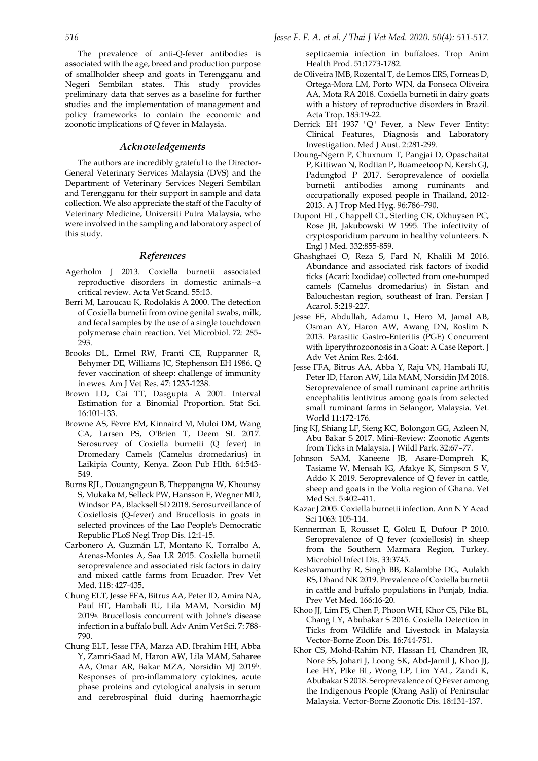The prevalence of anti-Q-fever antibodies is associated with the age, breed and production purpose of smallholder sheep and goats in Terengganu and Negeri Sembilan states. This study provides preliminary data that serves as a baseline for further studies and the implementation of management and policy frameworks to contain the economic and zoonotic implications of Q fever in Malaysia.

## Acknowledgements

The authors are incredibly grateful to the Director-General Veterinary Services Malaysia (DVS) and the Department of Veterinary Services Negeri Sembilan and Terengganu for their support in sample and data collection. We also appreciate the staff of the Faculty of Veterinary Medicine, Universiti Putra Malaysia, who were involved in the sampling and laboratory aspect of this study.

## References

Agerholm J 2013. Coxiella burnetii associated reproductive disorders in domestic animals--a critical review. Acta Vet Scand. 55:13.

Berri M, Laroucau K, Rodolakis A 2000. The detection of Coxiella burnetii from ovine genital swabs, milk, and fecal samples by the use of a single touchdown polymerase chain reaction. Vet Microbiol. 72: 285-293.

Brooks DL, Ermel RW, Franti CE, Ruppanner R, Behymer DE, Williams JC, Stephenson EH 1986. Q fever vaccination of sheep: challenge of immunity in ewes. Am J Vet Res. 47: 1235-1238.

Brown LD, Cai TT, Dasgupta A 2001. Interval Estimation for a Binomial Proportion. Stat Sci. 16:101-133.

Browne AS, Fèvre EM, Kinnaird M, Muloi DM, Wang CA, Larsen PS, O'Brien T, Deem SL 2017. Serosurvey of Coxiella burnetii (Q fever) in Dromedary Camels (Camelus dromedarius) in Laikipia County, Kenya. Zoon Pub Hlth. 64:543-549.

Burns RJL, Douangngeun B, Theppangna W, Khounsy S, Mukaka M, Selleck PW, Hansson E, Wegner MD, Windsor PA, Blacksell SD 2018. Serosurveillance of Coxiellosis (Q-fever) and Brucellosis in goats in selected provinces of the Lao People's Democratic Republic PLoS Negl Trop Dis. 12:1-15.

Carbonero A, Guzmán LT, Montaño K, Torralbo A, Arenas-Montes A, Saa LR 2015. Coxiella burnetii seroprevalence and associated risk factors in dairy and mixed cattle farms from Ecuador. Prev Vet Med. 118: 427-435.

Chung ELT, Jesse FFA, Bitrus AA, Peter ID, Amira NA, Paul BT, Hambali IU, Lila MAM, Norsidin MJ 2019[a]. Brucellosis concurrent with Johne's disease infection in a buffalo bull. Adv Anim Vet Sci. 7: 788-790.

Chung ELT, Jesse FFA, Marza AD, Ibrahim HH, Abba Y, Zamri-Saad M, Haron AW, Lila MAM, Saharee AA, Omar AR, Bakar MZA, Norsidin MJ 2019[b]. Responses of pro-inflammatory cytokines, acute phase proteins and cytological analysis in serum and cerebrospinal fluid during haemorrhagic septicaemia infection in buffaloes. Trop Anim Health Prod. 51:1773-1782.

de Oliveira JMB, Rozental T, de Lemos ERS, Forneas D, Ortega-Mora LM, Porto WJN, da Fonseca Oliveira AA, Mota RA 2018. Coxiella burnetii in dairy goats with a history of reproductive disorders in Brazil. Acta Trop. 183:19-22.

Derrick EH 1937 "Q" Fever, a New Fever Entity: Clinical Features, Diagnosis and Laboratory Investigation. Med J Aust. 2:281-299.

Doung-Ngern P, Chuxnum T, Pangjai D, Opaschaitat P, Kittiwan N, Rodtian P, Buameetoop N, Kersh GJ, Padungtod P 2017. Seroprevalence of coxiella burnetii antibodies among ruminants and occupationally exposed people in Thailand, 2012-2013. A J Trop Med Hyg. 96:786–790.

Dupont HL, Chappell CL, Sterling CR, Okhuysen PC, Rose JB, Jakubowski W 1995. The infectivity of cryptosporidium parvum in healthy volunteers. N Engl J Med. 332:855-859.

Ghashghaei O, Reza S, Fard N, Khalili M 2016. Abundance and associated risk factors of ixodid ticks (Acari: Ixodidae) collected from one-humped camels (Camelus dromedarius) in Sistan and Balouchestan region, southeast of Iran. Persian J Acarol. 5:219-227.

Jesse FF, Abdullah, Adamu L, Hero M, Jamal AB, Osman AY, Haron AW, Awang DN, Roslim N 2013. Parasitic Gastro-Enteritis (PGE) Concurrent with Eperythrozoonosis in a Goat: A Case Report. J Adv Vet Anim Res. 2:464.

Jesse FFA, Bitrus AA, Abba Y, Raju VN, Hambali IU, Peter ID, Haron AW, Lila MAM, Norsidin JM 2018. Seroprevalence of small ruminant caprine arthritis encephalitis lentivirus among goats from selected small ruminant farms in Selangor, Malaysia. Vet. World 11:172-176.

Jing KJ, Shiang LF, Sieng KC, Bolongon GG, Azleen N, Abu Bakar S 2017. Mini-Review: Zoonotic Agents from Ticks in Malaysia. J Wildl Park. 32:67–77.

Johnson SAM, Kaneene JB, Asare-Dompreh K, Tasiame W, Mensah IG, Afakye K, Simpson S V, Addo K 2019. Seroprevalence of Q fever in cattle, sheep and goats in the Volta region of Ghana. Vet Med Sci. 5:402–411.

Kazar J 2005. Coxiella burnetii infection. Ann N Y Acad Sci 1063: 105-114.

Kennerman E, Rousset E, Gölcü E, Dufour P 2010. Seroprevalence of Q fever (coxiellosis) in sheep from the Southern Marmara Region, Turkey. Microbiol Infect Dis. 33:3745.

Keshavamurthy R, Singh BB, Kalambhe DG, Aulakh RS, Dhand NK 2019. Prevalence of Coxiella burnetii in cattle and buffalo populations in Punjab, India. Prev Vet Med. 166:16-20.

Khoo JJ, Lim FS, Chen F, Phoon WH, Khor CS, Pike BL, Chang LY, Abubakar S 2016. Coxiella Detection in Ticks from Wildlife and Livestock in Malaysia Vector-Borne Zoon Dis. 16:744-751.

Khor CS, Mohd-Rahim NF, Hassan H, Chandren JR, Nore SS, Johari J, Loong SK, Abd-Jamil J, Khoo JJ, Lee HY, Pike BL, Wong LP, Lim YAL, Zandi K, Abubakar S 2018. Seroprevalence of Q Fever among the Indigenous People (Orang Asli) of Peninsular Malaysia. Vector-Borne Zoonotic Dis. 18:131-137.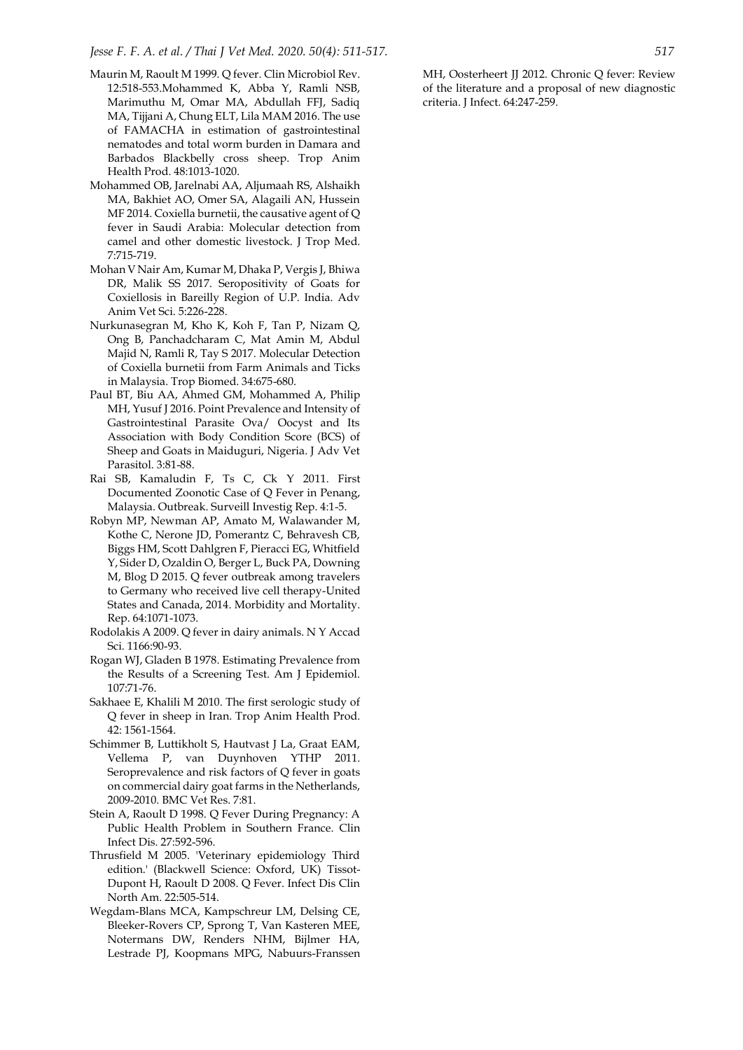Maurin M, Raoult M 1999. Q fever. Clin Microbiol Rev. 12:518-553.Mohammed K, Abba Y, Ramli NSB, Marimuthu M, Omar MA, Abdullah FFJ, Sadiq MA, Tijjani A, Chung ELT, Lila MAM 2016. The use of FAMACHA in estimation of gastrointestinal nematodes and total worm burden in Damara and Barbados Blackbelly cross sheep. Trop Anim Health Prod. 48:1013-1020.

Mohammed OB, Jarelnabi AA, Aljumaah RS, Alshaikh MA, Bakhiet AO, Omer SA, Alagaili AN, Hussein MF 2014. Coxiella burnetii, the causative agent of Q fever in Saudi Arabia: Molecular detection from camel and other domestic livestock. J Trop Med. 7:715-719.

Mohan V Nair Am, Kumar M, Dhaka P, Vergis J, Bhiwa DR, Malik SS 2017. Seropositivity of Goats for Coxiellosis in Bareilly Region of U.P. India. Adv Anim Vet Sci. 5:226-228.

Nurkunasegran M, Kho K, Koh F, Tan P, Nizam Q, Ong B, Panchadcharam C, Mat Amin M, Abdul Majid N, Ramli R, Tay S 2017. Molecular Detection of Coxiella burnetii from Farm Animals and Ticks in Malaysia. Trop Biomed. 34:675-680.

Paul BT, Biu AA, Ahmed GM, Mohammed A, Philip MH, Yusuf J 2016. Point Prevalence and Intensity of Gastrointestinal Parasite Ova/ Oocyst and Its Association with Body Condition Score (BCS) of Sheep and Goats in Maiduguri, Nigeria. J Adv Vet Parasitol. 3:81-88.

Rai SB, Kamaludin F, Ts C, Ck Y 2011. First Documented Zoonotic Case of Q Fever in Penang, Malaysia. Outbreak. Surveill Investig Rep. 4:1-5.

Robyn MP, Newman AP, Amato M, Walawander M, Kothe C, Nerone JD, Pomerantz C, Behravesh CB, Biggs HM, Scott Dahlgren F, Pieracci EG, Whitfield Y, Sider D, Ozaldin O, Berger L, Buck PA, Downing M, Blog D 2015. Q fever outbreak among travelers to Germany who received live cell therapy-United States and Canada, 2014. Morbidity and Mortality. Rep. 64:1071-1073.

Rodolakis A 2009. Q fever in dairy animals. N Y Accad Sci. 1166:90-93.

Rogan WJ, Gladen B 1978. Estimating Prevalence from the Results of a Screening Test. Am J Epidemiol. 107:71-76.

Sakhaee E, Khalili M 2010. The first serologic study of Q fever in sheep in Iran. Trop Anim Health Prod. 42: 1561-1564.

Schimmer B, Luttikholt S, Hautvast J La, Graat EAM, Vellema P, van Duynhoven YTHP 2011. Seroprevalence and risk factors of Q fever in goats on commercial dairy goat farms in the Netherlands, 2009-2010. BMC Vet Res. 7:81.

Stein A, Raoult D 1998. Q Fever During Pregnancy: A Public Health Problem in Southern France. Clin Infect Dis. 27:592-596.

Thrusfield M 2005. 'Veterinary epidemiology Third edition.' (Blackwell Science: Oxford, UK) Tissot-Dupont H, Raoult D 2008. Q Fever. Infect Dis Clin North Am. 22:505-514.

Wegdam-Blans MCA, Kampschreur LM, Delsing CE, Bleeker-Rovers CP, Sprong T, Van Kasteren MEE, Notermans DW, Renders NHM, Bijlmer HA, Lestrade PJ, Koopmans MPG, Nabuurs-Franssen MH, Oosterheert JJ 2012. Chronic Q fever: Review of the literature and a proposal of new diagnostic criteria. J Infect. 64:247-259.